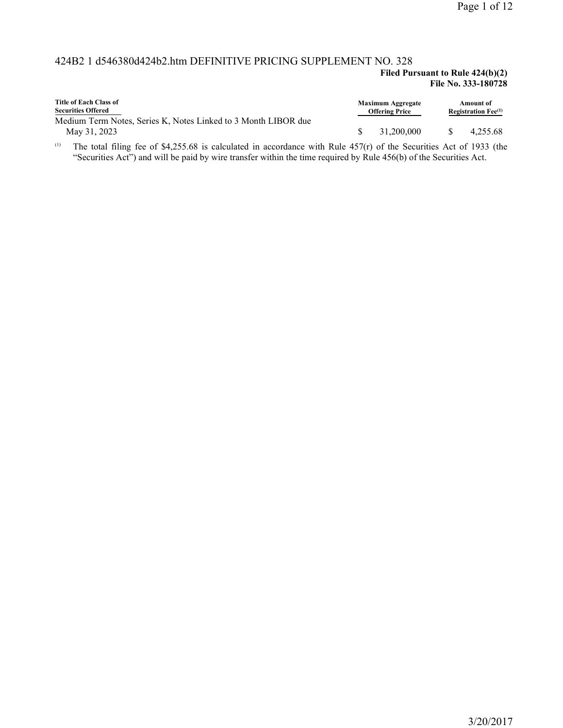424B2 1 d546380d424b2.htm DEFINITIVE PRICING SUPPLEMENT NO. 328

**Filed Pursuant to Rule 424(b)(2)**
**File No. 333-180728**

| Title of Each Class of Securities Offered | Maximum Aggregate Offering Price | Amount of Registration Fee[(1)] |
|---|---|---|
| Medium Term Notes, Series K, Notes Linked to 3 Month LIBOR due May 31, 2023 | $ 31,200,000 | $ 4,255.68 |

(1) The total filing fee of $4,255.68 is calculated in accordance with Rule 457(r) of the Securities Act of 1933 (the "Securities Act") and will be paid by wire transfer within the time required by Rule 456(b) of the Securities Act.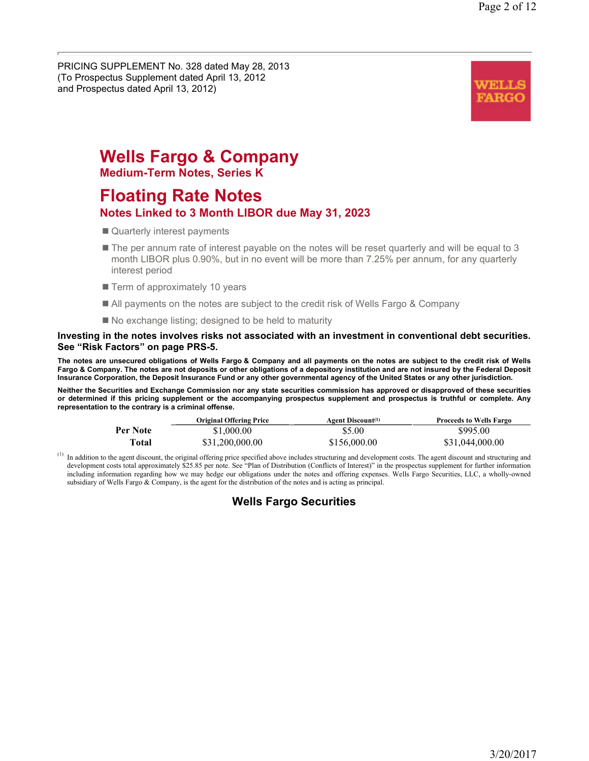PRICING SUPPLEMENT No. 328 dated May 28, 2013
(To Prospectus Supplement dated April 13, 2012
and Prospectus dated April 13, 2012)

# Wells Fargo & Company

## Medium-Term Notes, Series K

# Floating Rate Notes

## Notes Linked to 3 Month LIBOR due May 31, 2023

- Quarterly interest payments
- The per annum rate of interest payable on the notes will be reset quarterly and will be equal to 3 month LIBOR plus 0.90%, but in no event will be more than 7.25% per annum, for any quarterly interest period
- Term of approximately 10 years
- All payments on the notes are subject to the credit risk of Wells Fargo & Company
- No exchange listing; designed to be held to maturity

**Investing in the notes involves risks not associated with an investment in conventional debt securities. See "Risk Factors" on page PRS-5.**

**The notes are unsecured obligations of Wells Fargo & Company and all payments on the notes are subject to the credit risk of Wells Fargo & Company. The notes are not deposits or other obligations of a depository institution and are not insured by the Federal Deposit Insurance Corporation, the Deposit Insurance Fund or any other governmental agency of the United States or any other jurisdiction.**

**Neither the Securities and Exchange Commission nor any state securities commission has approved or disapproved of these securities or determined if this pricing supplement or the accompanying prospectus supplement and prospectus is truthful or complete. Any representation to the contrary is a criminal offense.**

| | Original Offering Price | Agent Discount[(1)] | Proceeds to Wells Fargo |
|---|---|---|---|
| **Per Note** | $1,000.00 | $5.00 | $995.00 |
| **Total** | $31,200,000.00 | $156,000.00 | $31,044,000.00 |

(1) In addition to the agent discount, the original offering price specified above includes structuring and development costs. The agent discount and structuring and development costs total approximately $25.85 per note. See "Plan of Distribution (Conflicts of Interest)" in the prospectus supplement for further information including information regarding how we may hedge our obligations under the notes and offering expenses. Wells Fargo Securities, LLC, a wholly-owned subsidiary of Wells Fargo & Company, is the agent for the distribution of the notes and is acting as principal.

**Wells Fargo Securities**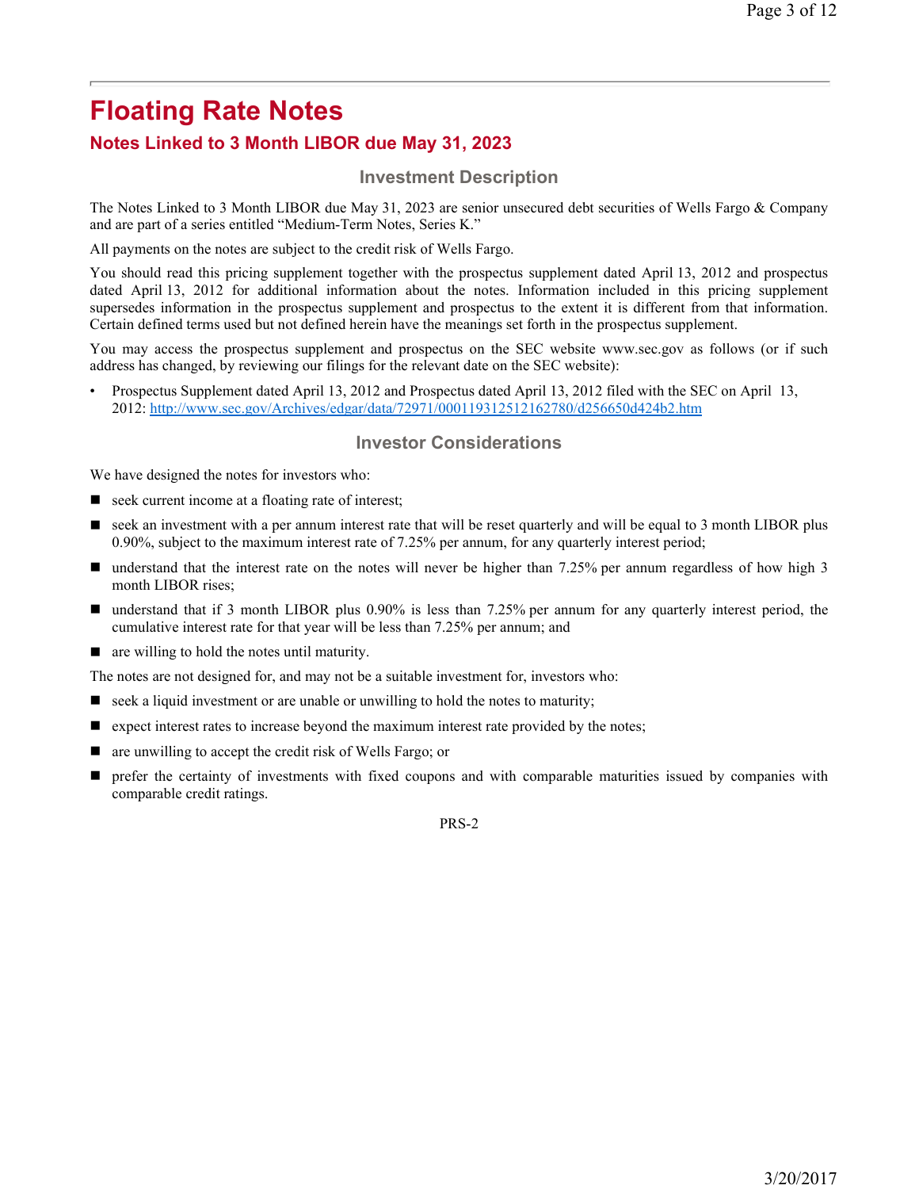# Floating Rate Notes

## Notes Linked to 3 Month LIBOR due May 31, 2023

### Investment Description

The Notes Linked to 3 Month LIBOR due May 31, 2023 are senior unsecured debt securities of Wells Fargo & Company and are part of a series entitled "Medium-Term Notes, Series K."

All payments on the notes are subject to the credit risk of Wells Fargo.

You should read this pricing supplement together with the prospectus supplement dated April 13, 2012 and prospectus dated April 13, 2012 for additional information about the notes. Information included in this pricing supplement supersedes information in the prospectus supplement and prospectus to the extent it is different from that information. Certain defined terms used but not defined herein have the meanings set forth in the prospectus supplement.

You may access the prospectus supplement and prospectus on the SEC website www.sec.gov as follows (or if such address has changed, by reviewing our filings for the relevant date on the SEC website):

- Prospectus Supplement dated April 13, 2012 and Prospectus dated April 13, 2012 filed with the SEC on April 13, 2012: http://www.sec.gov/Archives/edgar/data/72971/000119312512162780/d256650d424b2.htm

### Investor Considerations

We have designed the notes for investors who:

- seek current income at a floating rate of interest;
- seek an investment with a per annum interest rate that will be reset quarterly and will be equal to 3 month LIBOR plus 0.90%, subject to the maximum interest rate of 7.25% per annum, for any quarterly interest period;
- understand that the interest rate on the notes will never be higher than 7.25% per annum regardless of how high 3 month LIBOR rises;
- understand that if 3 month LIBOR plus 0.90% is less than 7.25% per annum for any quarterly interest period, the cumulative interest rate for that year will be less than 7.25% per annum; and
- are willing to hold the notes until maturity.

The notes are not designed for, and may not be a suitable investment for, investors who:

- seek a liquid investment or are unable or unwilling to hold the notes to maturity;
- expect interest rates to increase beyond the maximum interest rate provided by the notes;
- are unwilling to accept the credit risk of Wells Fargo; or
- prefer the certainty of investments with fixed coupons and with comparable maturities issued by companies with comparable credit ratings.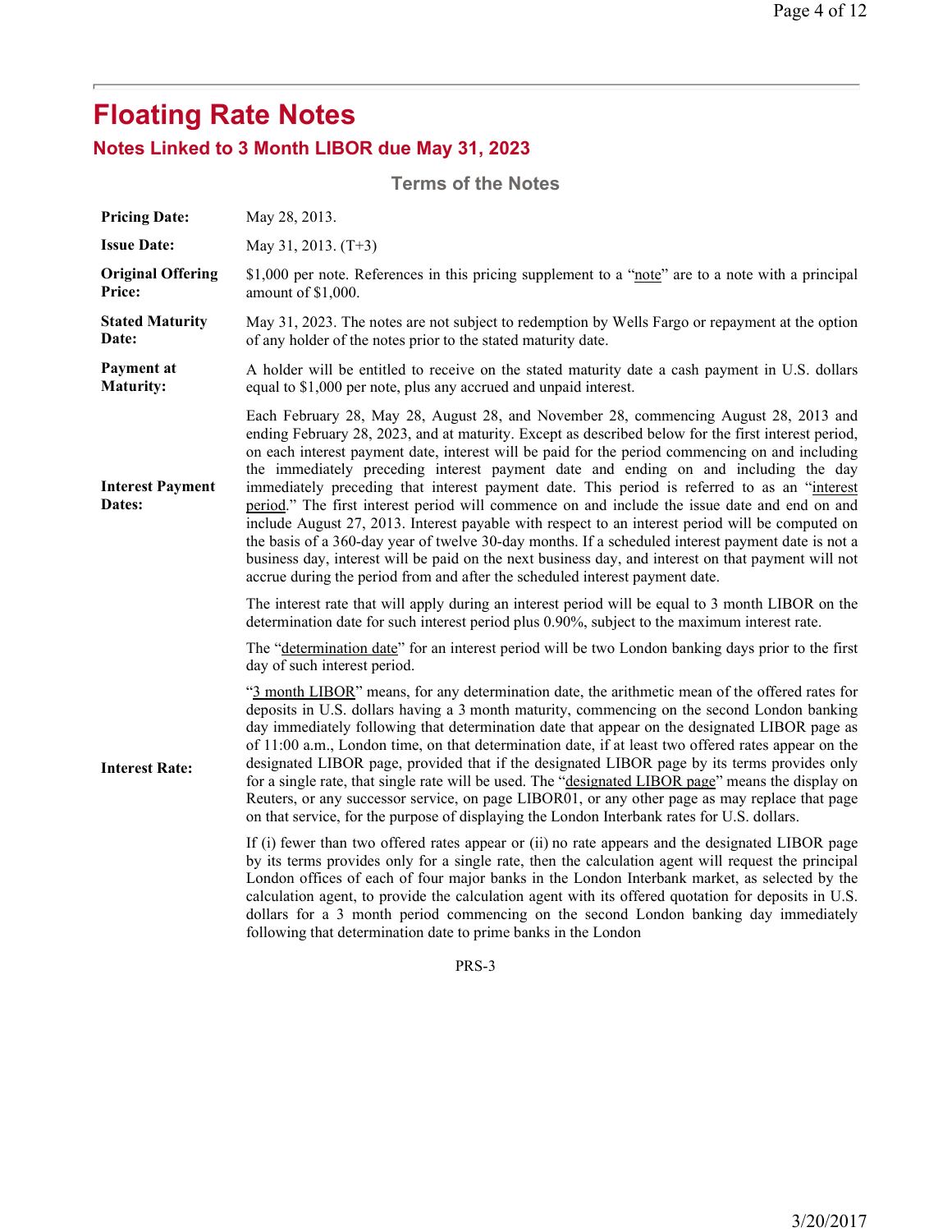# Floating Rate Notes

## Notes Linked to 3 Month LIBOR due May 31, 2023

### Terms of the Notes

| | |
|---|---|
| **Pricing Date:** | May 28, 2013. |
| **Issue Date:** | May 31, 2013. (T+3) |
| **Original Offering Price:** | $1,000 per note. References in this pricing supplement to a "note" are to a note with a principal amount of $1,000. |
| **Stated Maturity Date:** | May 31, 2023. The notes are not subject to redemption by Wells Fargo or repayment at the option of any holder of the notes prior to the stated maturity date. |
| **Payment at Maturity:** | A holder will be entitled to receive on the stated maturity date a cash payment in U.S. dollars equal to $1,000 per note, plus any accrued and unpaid interest. |
| **Interest Payment Dates:** | Each February 28, May 28, August 28, and November 28, commencing August 28, 2013 and ending February 28, 2023, and at maturity. Except as described below for the first interest period, on each interest payment date, interest will be paid for the period commencing on and including the immediately preceding interest payment date and ending on and including the day immediately preceding that interest payment date. This period is referred to as an "interest period." The first interest period will commence on and include the issue date and end on and include August 27, 2013. Interest payable with respect to an interest period will be computed on the basis of a 360-day year of twelve 30-day months. If a scheduled interest payment date is not a business day, interest will be paid on the next business day, and interest on that payment will not accrue during the period from and after the scheduled interest payment date. |
| **Interest Rate:** | The interest rate that will apply during an interest period will be equal to 3 month LIBOR on the determination date for such interest period plus 0.90%, subject to the maximum interest rate.<br><br>The "determination date" for an interest period will be two London banking days prior to the first day of such interest period.<br><br>"3 month LIBOR" means, for any determination date, the arithmetic mean of the offered rates for deposits in U.S. dollars having a 3 month maturity, commencing on the second London banking day immediately following that determination date that appear on the designated LIBOR page as of 11:00 a.m., London time, on that determination date, if at least two offered rates appear on the designated LIBOR page, provided that if the designated LIBOR page by its terms provides only for a single rate, that single rate will be used. The "designated LIBOR page" means the display on Reuters, or any successor service, on page LIBOR01, or any other page as may replace that page on that service, for the purpose of displaying the London Interbank rates for U.S. dollars.<br><br>If (i) fewer than two offered rates appear or (ii) no rate appears and the designated LIBOR page by its terms provides only for a single rate, then the calculation agent will request the principal London offices of each of four major banks in the London Interbank market, as selected by the calculation agent, to provide the calculation agent with its offered quotation for deposits in U.S. dollars for a 3 month period commencing on the second London banking day immediately following that determination date to prime banks in the London |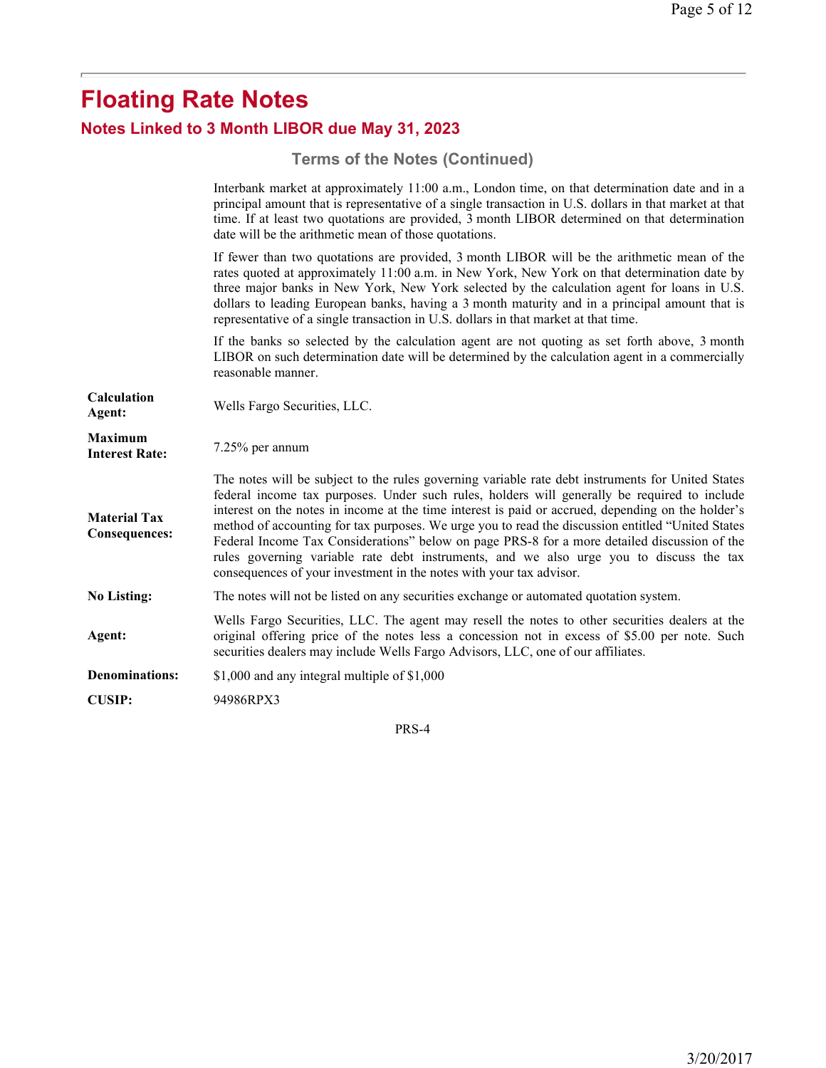# Floating Rate Notes

## Notes Linked to 3 Month LIBOR due May 31, 2023

### Terms of the Notes (Continued)

| | |
|---|---|
| | Interbank market at approximately 11:00 a.m., London time, on that determination date and in a principal amount that is representative of a single transaction in U.S. dollars in that market at that time. If at least two quotations are provided, 3 month LIBOR determined on that determination date will be the arithmetic mean of those quotations.<br><br>If fewer than two quotations are provided, 3 month LIBOR will be the arithmetic mean of the rates quoted at approximately 11:00 a.m. in New York, New York on that determination date by three major banks in New York, New York selected by the calculation agent for loans in U.S. dollars to leading European banks, having a 3 month maturity and in a principal amount that is representative of a single transaction in U.S. dollars in that market at that time.<br><br>If the banks so selected by the calculation agent are not quoting as set forth above, 3 month LIBOR on such determination date will be determined by the calculation agent in a commercially reasonable manner. |
| **Calculation Agent:** | Wells Fargo Securities, LLC. |
| **Maximum Interest Rate:** | 7.25% per annum |
| **Material Tax Consequences:** | The notes will be subject to the rules governing variable rate debt instruments for United States federal income tax purposes. Under such rules, holders will generally be required to include interest on the notes in income at the time interest is paid or accrued, depending on the holder's method of accounting for tax purposes. We urge you to read the discussion entitled "United States Federal Income Tax Considerations" below on page PRS-8 for a more detailed discussion of the rules governing variable rate debt instruments, and we also urge you to discuss the tax consequences of your investment in the notes with your tax advisor. |
| **No Listing:** | The notes will not be listed on any securities exchange or automated quotation system. |
| **Agent:** | Wells Fargo Securities, LLC. The agent may resell the notes to other securities dealers at the original offering price of the notes less a concession not in excess of $5.00 per note. Such securities dealers may include Wells Fargo Advisors, LLC, one of our affiliates. |
| **Denominations:** | $1,000 and any integral multiple of $1,000 |
| **CUSIP:** | 94986RPX3 |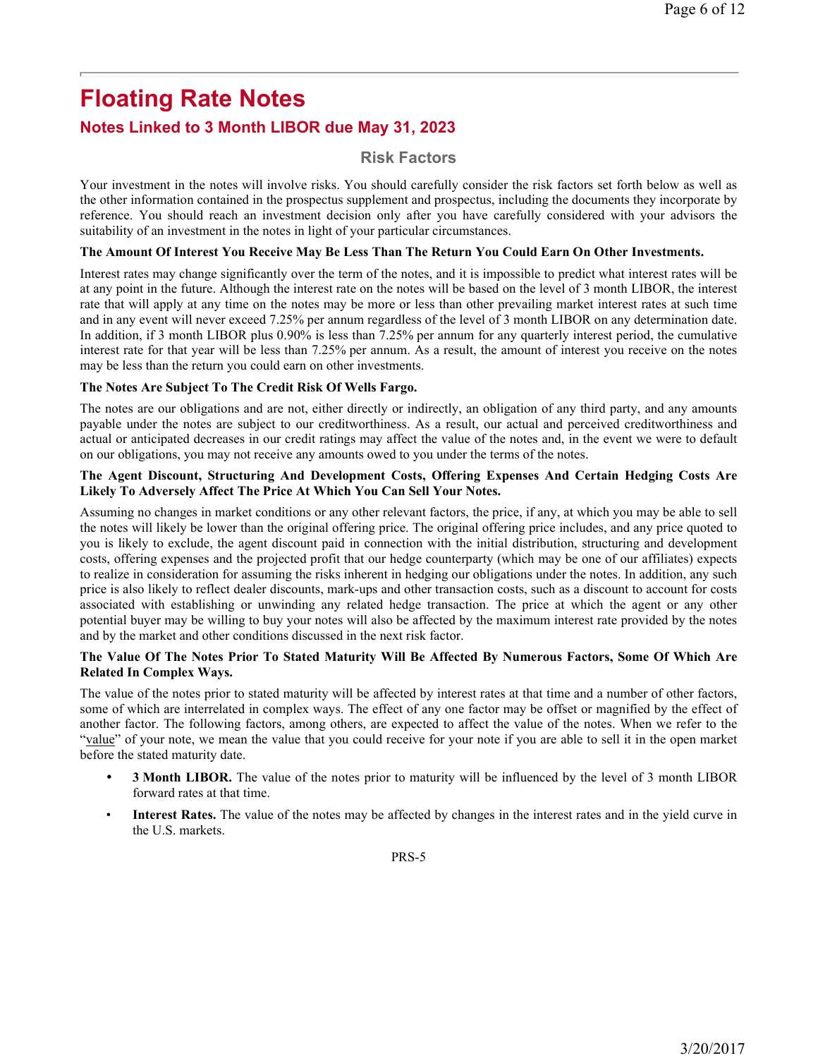# Floating Rate Notes

## Notes Linked to 3 Month LIBOR due May 31, 2023

### Risk Factors

Your investment in the notes will involve risks. You should carefully consider the risk factors set forth below as well as the other information contained in the prospectus supplement and prospectus, including the documents they incorporate by reference. You should reach an investment decision only after you have carefully considered with your advisors the suitability of an investment in the notes in light of your particular circumstances.

**The Amount Of Interest You Receive May Be Less Than The Return You Could Earn On Other Investments.**

Interest rates may change significantly over the term of the notes, and it is impossible to predict what interest rates will be at any point in the future. Although the interest rate on the notes will be based on the level of 3 month LIBOR, the interest rate that will apply at any time on the notes may be more or less than other prevailing market interest rates at such time and in any event will never exceed 7.25% per annum regardless of the level of 3 month LIBOR on any determination date. In addition, if 3 month LIBOR plus 0.90% is less than 7.25% per annum for any quarterly interest period, the cumulative interest rate for that year will be less than 7.25% per annum. As a result, the amount of interest you receive on the notes may be less than the return you could earn on other investments.

**The Notes Are Subject To The Credit Risk Of Wells Fargo.**

The notes are our obligations and are not, either directly or indirectly, an obligation of any third party, and any amounts payable under the notes are subject to our creditworthiness. As a result, our actual and perceived creditworthiness and actual or anticipated decreases in our credit ratings may affect the value of the notes and, in the event we were to default on our obligations, you may not receive any amounts owed to you under the terms of the notes.

**The Agent Discount, Structuring And Development Costs, Offering Expenses And Certain Hedging Costs Are Likely To Adversely Affect The Price At Which You Can Sell Your Notes.**

Assuming no changes in market conditions or any other relevant factors, the price, if any, at which you may be able to sell the notes will likely be lower than the original offering price. The original offering price includes, and any price quoted to you is likely to exclude, the agent discount paid in connection with the initial distribution, structuring and development costs, offering expenses and the projected profit that our hedge counterparty (which may be one of our affiliates) expects to realize in consideration for assuming the risks inherent in hedging our obligations under the notes. In addition, any such price is also likely to reflect dealer discounts, mark-ups and other transaction costs, such as a discount to account for costs associated with establishing or unwinding any related hedge transaction. The price at which the agent or any other potential buyer may be willing to buy your notes will also be affected by the maximum interest rate provided by the notes and by the market and other conditions discussed in the next risk factor.

**The Value Of The Notes Prior To Stated Maturity Will Be Affected By Numerous Factors, Some Of Which Are Related In Complex Ways.**

The value of the notes prior to stated maturity will be affected by interest rates at that time and a number of other factors, some of which are interrelated in complex ways. The effect of any one factor may be offset or magnified by the effect of another factor. The following factors, among others, are expected to affect the value of the notes. When we refer to the "value" of your note, we mean the value that you could receive for your note if you are able to sell it in the open market before the stated maturity date.

- **3 Month LIBOR.** The value of the notes prior to maturity will be influenced by the level of 3 month LIBOR forward rates at that time.
- **Interest Rates.** The value of the notes may be affected by changes in the interest rates and in the yield curve in the U.S. markets.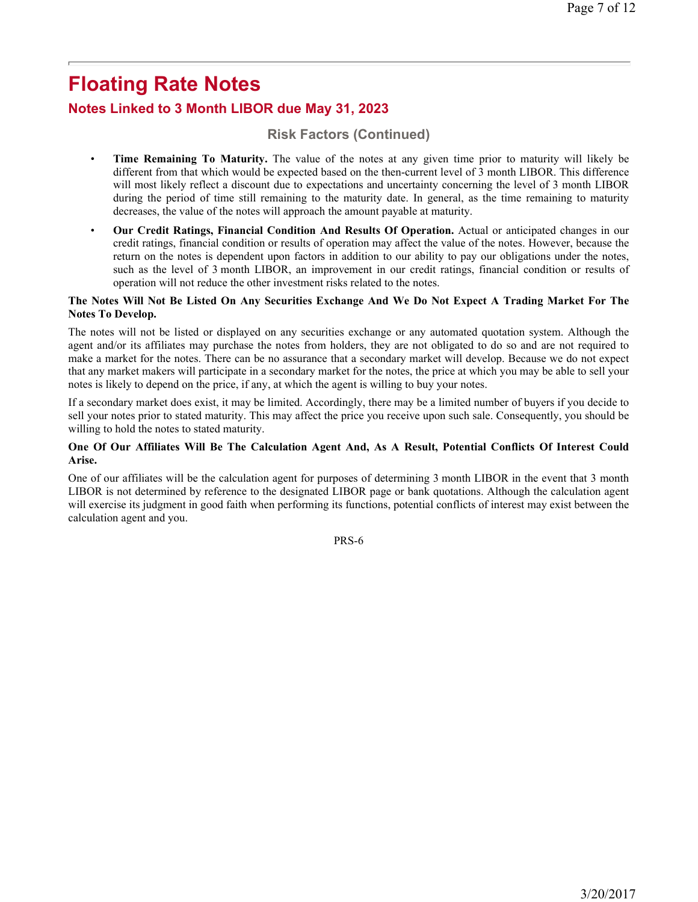# Floating Rate Notes

## Notes Linked to 3 Month LIBOR due May 31, 2023

### Risk Factors (Continued)

- **Time Remaining To Maturity.** The value of the notes at any given time prior to maturity will likely be different from that which would be expected based on the then-current level of 3 month LIBOR. This difference will most likely reflect a discount due to expectations and uncertainty concerning the level of 3 month LIBOR during the period of time still remaining to the maturity date. In general, as the time remaining to maturity decreases, the value of the notes will approach the amount payable at maturity.
- **Our Credit Ratings, Financial Condition And Results Of Operation.** Actual or anticipated changes in our credit ratings, financial condition or results of operation may affect the value of the notes. However, because the return on the notes is dependent upon factors in addition to our ability to pay our obligations under the notes, such as the level of 3 month LIBOR, an improvement in our credit ratings, financial condition or results of operation will not reduce the other investment risks related to the notes.

**The Notes Will Not Be Listed On Any Securities Exchange And We Do Not Expect A Trading Market For The Notes To Develop.**

The notes will not be listed or displayed on any securities exchange or any automated quotation system. Although the agent and/or its affiliates may purchase the notes from holders, they are not obligated to do so and are not required to make a market for the notes. There can be no assurance that a secondary market will develop. Because we do not expect that any market makers will participate in a secondary market for the notes, the price at which you may be able to sell your notes is likely to depend on the price, if any, at which the agent is willing to buy your notes.

If a secondary market does exist, it may be limited. Accordingly, there may be a limited number of buyers if you decide to sell your notes prior to stated maturity. This may affect the price you receive upon such sale. Consequently, you should be willing to hold the notes to stated maturity.

**One Of Our Affiliates Will Be The Calculation Agent And, As A Result, Potential Conflicts Of Interest Could Arise.**

One of our affiliates will be the calculation agent for purposes of determining 3 month LIBOR in the event that 3 month LIBOR is not determined by reference to the designated LIBOR page or bank quotations. Although the calculation agent will exercise its judgment in good faith when performing its functions, potential conflicts of interest may exist between the calculation agent and you.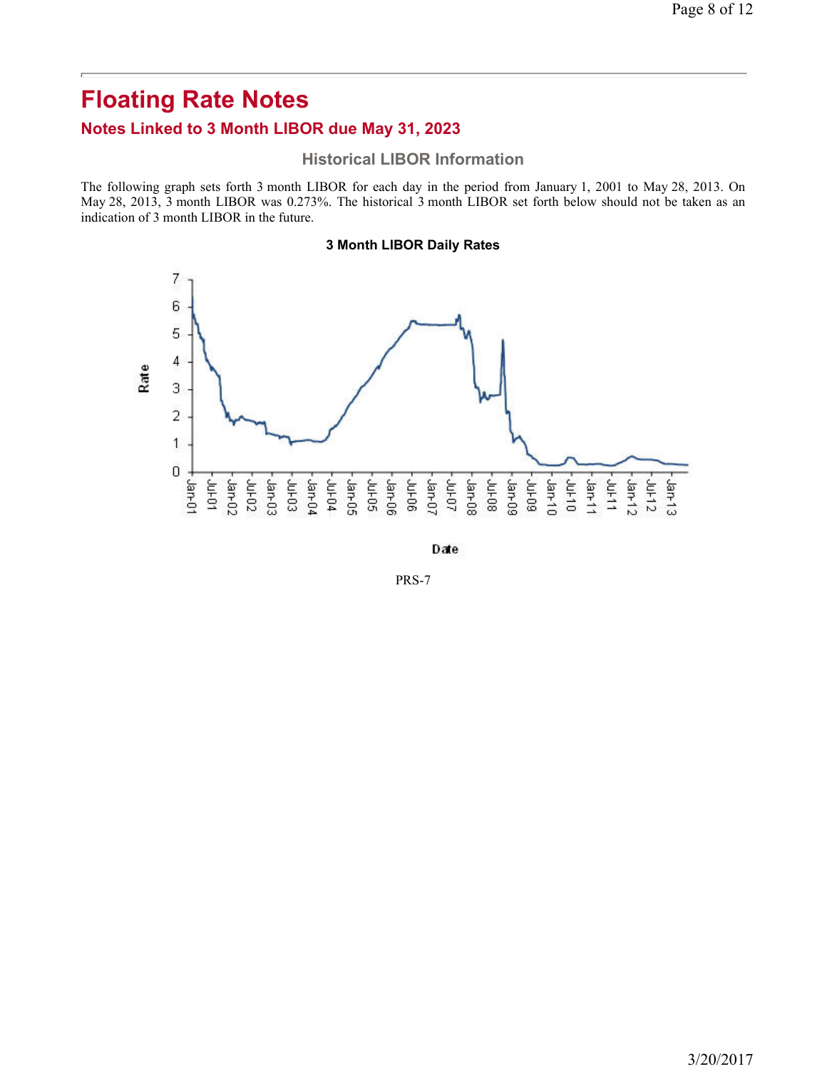# Floating Rate Notes

## Notes Linked to 3 Month LIBOR due May 31, 2023

### Historical LIBOR Information

The following graph sets forth 3 month LIBOR for each day in the period from January 1, 2001 to May 28, 2013. On May 28, 2013, 3 month LIBOR was 0.273%. The historical 3 month LIBOR set forth below should not be taken as an indication of 3 month LIBOR in the future.

**3 Month LIBOR Daily Rates**

PRS-7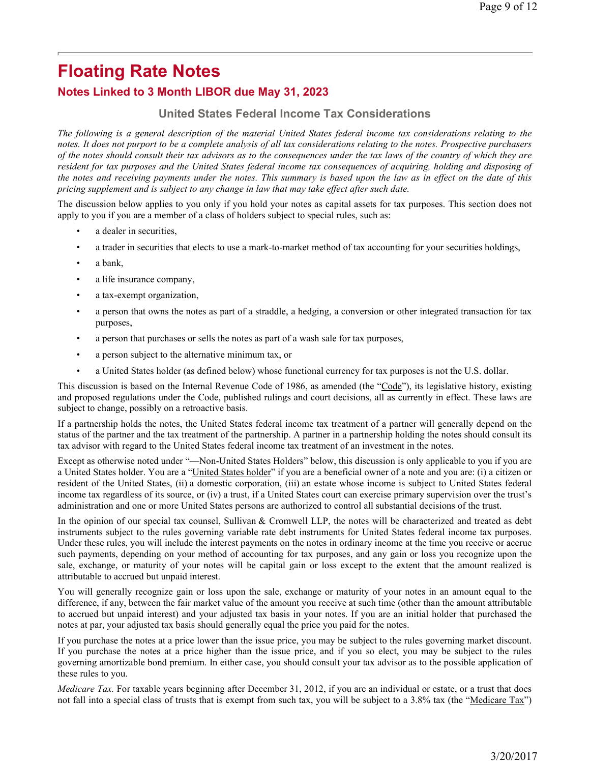# Floating Rate Notes

## Notes Linked to 3 Month LIBOR due May 31, 2023

### United States Federal Income Tax Considerations

*The following is a general description of the material United States federal income tax considerations relating to the notes. It does not purport to be a complete analysis of all tax considerations relating to the notes. Prospective purchasers of the notes should consult their tax advisors as to the consequences under the tax laws of the country of which they are resident for tax purposes and the United States federal income tax consequences of acquiring, holding and disposing of the notes and receiving payments under the notes. This summary is based upon the law as in effect on the date of this pricing supplement and is subject to any change in law that may take effect after such date.*

The discussion below applies to you only if you hold your notes as capital assets for tax purposes. This section does not apply to you if you are a member of a class of holders subject to special rules, such as:

- a dealer in securities,
- a trader in securities that elects to use a mark-to-market method of tax accounting for your securities holdings,
- a bank,
- a life insurance company,
- a tax-exempt organization,
- a person that owns the notes as part of a straddle, a hedging, a conversion or other integrated transaction for tax purposes,
- a person that purchases or sells the notes as part of a wash sale for tax purposes,
- a person subject to the alternative minimum tax, or
- a United States holder (as defined below) whose functional currency for tax purposes is not the U.S. dollar.

This discussion is based on the Internal Revenue Code of 1986, as amended (the "Code"), its legislative history, existing and proposed regulations under the Code, published rulings and court decisions, all as currently in effect. These laws are subject to change, possibly on a retroactive basis.

If a partnership holds the notes, the United States federal income tax treatment of a partner will generally depend on the status of the partner and the tax treatment of the partnership. A partner in a partnership holding the notes should consult its tax advisor with regard to the United States federal income tax treatment of an investment in the notes.

Except as otherwise noted under "—Non-United States Holders" below, this discussion is only applicable to you if you are a United States holder. You are a "United States holder" if you are a beneficial owner of a note and you are: (i) a citizen or resident of the United States, (ii) a domestic corporation, (iii) an estate whose income is subject to United States federal income tax regardless of its source, or (iv) a trust, if a United States court can exercise primary supervision over the trust's administration and one or more United States persons are authorized to control all substantial decisions of the trust.

In the opinion of our special tax counsel, Sullivan & Cromwell LLP, the notes will be characterized and treated as debt instruments subject to the rules governing variable rate debt instruments for United States federal income tax purposes. Under these rules, you will include the interest payments on the notes in ordinary income at the time you receive or accrue such payments, depending on your method of accounting for tax purposes, and any gain or loss you recognize upon the sale, exchange, or maturity of your notes will be capital gain or loss except to the extent that the amount realized is attributable to accrued but unpaid interest.

You will generally recognize gain or loss upon the sale, exchange or maturity of your notes in an amount equal to the difference, if any, between the fair market value of the amount you receive at such time (other than the amount attributable to accrued but unpaid interest) and your adjusted tax basis in your notes. If you are an initial holder that purchased the notes at par, your adjusted tax basis should generally equal the price you paid for the notes.

If you purchase the notes at a price lower than the issue price, you may be subject to the rules governing market discount. If you purchase the notes at a price higher than the issue price, and if you so elect, you may be subject to the rules governing amortizable bond premium. In either case, you should consult your tax advisor as to the possible application of these rules to you.

*Medicare Tax.* For taxable years beginning after December 31, 2012, if you are an individual or estate, or a trust that does not fall into a special class of trusts that is exempt from such tax, you will be subject to a 3.8% tax (the "Medicare Tax")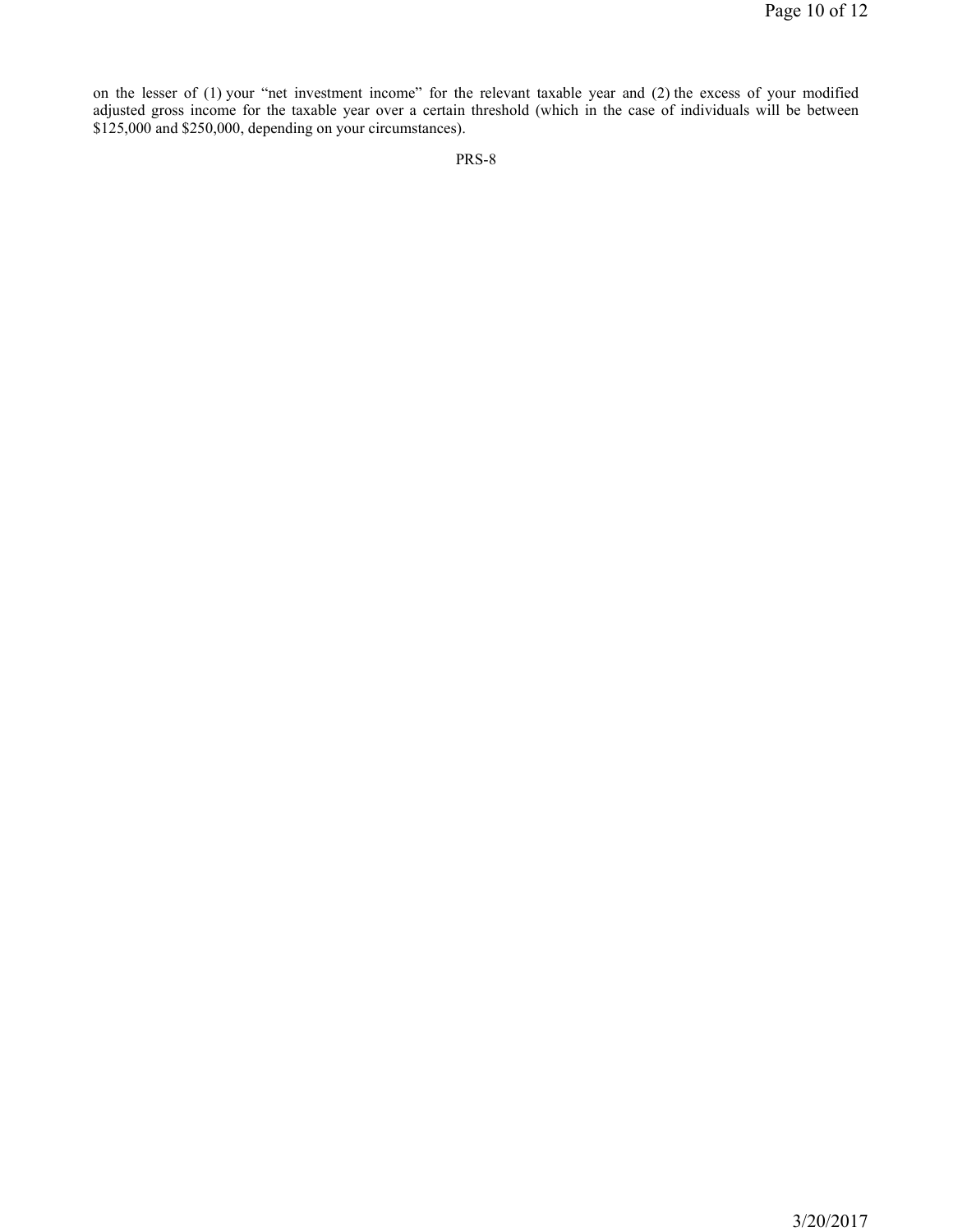on the lesser of (1) your "net investment income" for the relevant taxable year and (2) the excess of your modified adjusted gross income for the taxable year over a certain threshold (which in the case of individuals will be between $125,000 and $250,000, depending on your circumstances).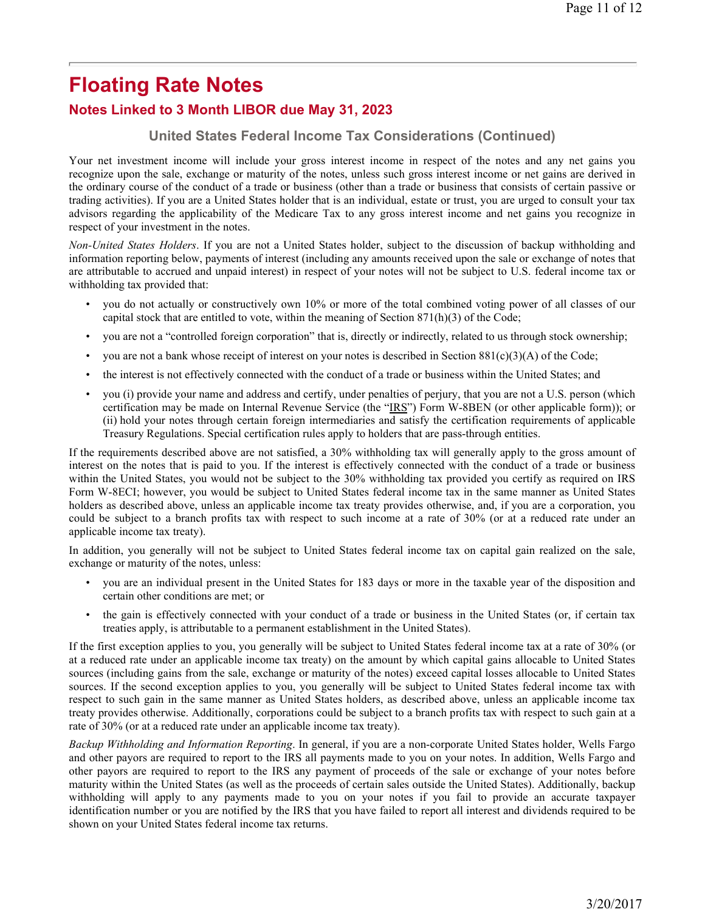# Floating Rate Notes

## Notes Linked to 3 Month LIBOR due May 31, 2023

### United States Federal Income Tax Considerations (Continued)

Your net investment income will include your gross interest income in respect of the notes and any net gains you recognize upon the sale, exchange or maturity of the notes, unless such gross interest income or net gains are derived in the ordinary course of the conduct of a trade or business (other than a trade or business that consists of certain passive or trading activities). If you are a United States holder that is an individual, estate or trust, you are urged to consult your tax advisors regarding the applicability of the Medicare Tax to any gross interest income and net gains you recognize in respect of your investment in the notes.

*Non-United States Holders*. If you are not a United States holder, subject to the discussion of backup withholding and information reporting below, payments of interest (including any amounts received upon the sale or exchange of notes that are attributable to accrued and unpaid interest) in respect of your notes will not be subject to U.S. federal income tax or withholding tax provided that:

- you do not actually or constructively own 10% or more of the total combined voting power of all classes of our capital stock that are entitled to vote, within the meaning of Section 871(h)(3) of the Code;
- you are not a "controlled foreign corporation" that is, directly or indirectly, related to us through stock ownership;
- you are not a bank whose receipt of interest on your notes is described in Section 881(c)(3)(A) of the Code;
- the interest is not effectively connected with the conduct of a trade or business within the United States; and
- you (i) provide your name and address and certify, under penalties of perjury, that you are not a U.S. person (which certification may be made on Internal Revenue Service (the "IRS") Form W-8BEN (or other applicable form)); or (ii) hold your notes through certain foreign intermediaries and satisfy the certification requirements of applicable Treasury Regulations. Special certification rules apply to holders that are pass-through entities.

If the requirements described above are not satisfied, a 30% withholding tax will generally apply to the gross amount of interest on the notes that is paid to you. If the interest is effectively connected with the conduct of a trade or business within the United States, you would not be subject to the 30% withholding tax provided you certify as required on IRS Form W-8ECI; however, you would be subject to United States federal income tax in the same manner as United States holders as described above, unless an applicable income tax treaty provides otherwise, and, if you are a corporation, you could be subject to a branch profits tax with respect to such income at a rate of 30% (or at a reduced rate under an applicable income tax treaty).

In addition, you generally will not be subject to United States federal income tax on capital gain realized on the sale, exchange or maturity of the notes, unless:

- you are an individual present in the United States for 183 days or more in the taxable year of the disposition and certain other conditions are met; or
- the gain is effectively connected with your conduct of a trade or business in the United States (or, if certain tax treaties apply, is attributable to a permanent establishment in the United States).

If the first exception applies to you, you generally will be subject to United States federal income tax at a rate of 30% (or at a reduced rate under an applicable income tax treaty) on the amount by which capital gains allocable to United States sources (including gains from the sale, exchange or maturity of the notes) exceed capital losses allocable to United States sources. If the second exception applies to you, you generally will be subject to United States federal income tax with respect to such gain in the same manner as United States holders, as described above, unless an applicable income tax treaty provides otherwise. Additionally, corporations could be subject to a branch profits tax with respect to such gain at a rate of 30% (or at a reduced rate under an applicable income tax treaty).

*Backup Withholding and Information Reporting*. In general, if you are a non-corporate United States holder, Wells Fargo and other payors are required to report to the IRS all payments made to you on your notes. In addition, Wells Fargo and other payors are required to report to the IRS any payment of proceeds of the sale or exchange of your notes before maturity within the United States (as well as the proceeds of certain sales outside the United States). Additionally, backup withholding will apply to any payments made to you on your notes if you fail to provide an accurate taxpayer identification number or you are notified by the IRS that you have failed to report all interest and dividends required to be shown on your United States federal income tax returns.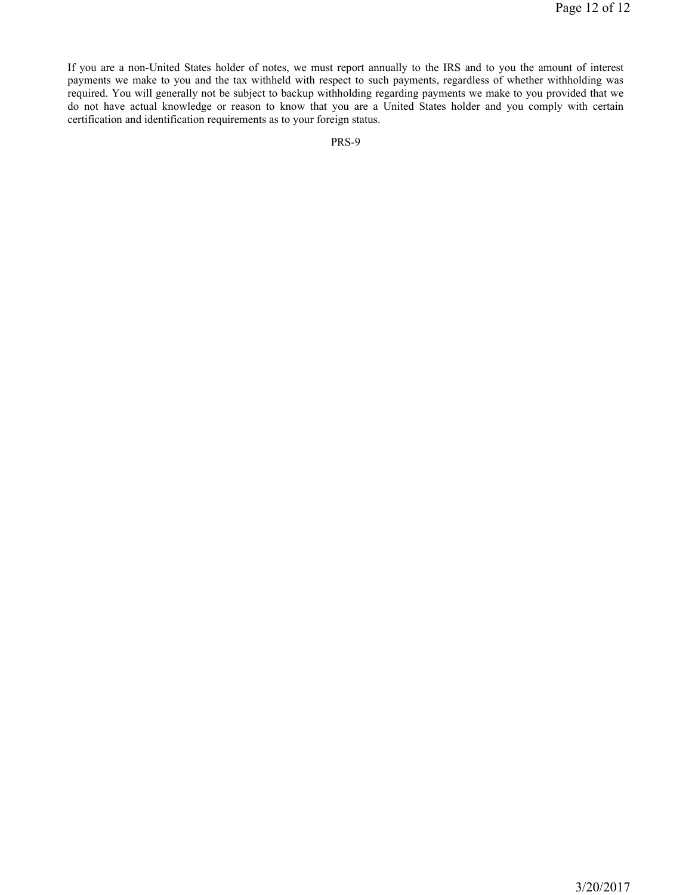If you are a non-United States holder of notes, we must report annually to the IRS and to you the amount of interest payments we make to you and the tax withheld with respect to such payments, regardless of whether withholding was required. You will generally not be subject to backup withholding regarding payments we make to you provided that we do not have actual knowledge or reason to know that you are a United States holder and you comply with certain certification and identification requirements as to your foreign status.